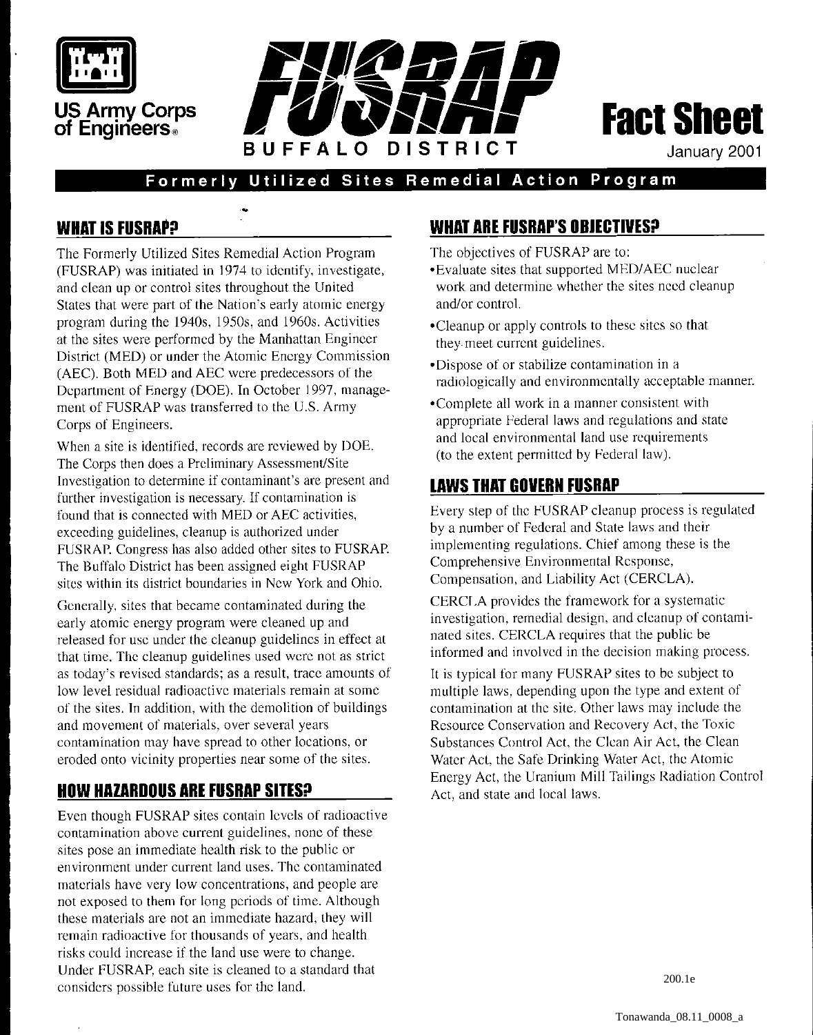US Army Corps of Engineers

# FUSRAP

BUFFALO DISTRICT

**Fact Sheet**

January 2001

**Formerly Utilized Sites Remedial Action Program**

## WHAT IS FUSRAP?

The Formerly Utilized Sites Remedial Action Program (FUSRAP) was initiated in 1974 to identify, investigate, and clean up or control sites throughout the United States that were part of the Nation's early atomic energy program during the 1940s, 1950s, and 1960s. Activities at the sites were performed by the Manhattan Engineer District (MED) or under the Atomic Energy Commission (AEC). Both MED and AEC were predecessors of the Department of Energy (DOE). In October 1997, management of FUSRAP was transferred to the U.S. Army Corps of Engineers.

When a site is identified, records are reviewed by DOE. The Corps then does a Preliminary Assessment/Site Investigation to determine if contaminant's are present and further investigation is necessary. If contamination is found that is connected with MED or AEC activities, exceeding guidelines, cleanup is authorized under FUSRAP. Congress has also added other sites to FUSRAP. The Buffalo District has been assigned eight FUSRAP sites within its district boundaries in New York and Ohio.

Generally, sites that became contaminated during the early atomic energy program were cleaned up and released for use under the cleanup guidelines in effect at that time. The cleanup guidelines used were not as strict as today's revised standards; as a result, trace amounts of low level residual radioactive materials remain at some of the sites. In addition, with the demolition of buildings and movement of materials, over several years contamination may have spread to other locations, or eroded onto vicinity properties near some of the sites.

## HOW HAZARDOUS ARE FUSRAP SITES?

Even though FUSRAP sites contain levels of radioactive contamination above current guidelines, none of these sites pose an immediate health risk to the public or environment under current land uses. The contaminated materials have very low concentrations, and people are not exposed to them for long periods of time. Although these materials are not an immediate hazard, they will remain radioactive for thousands of years, and health risks could increase if the land use were to change. Under FUSRAP, each site is cleaned to a standard that considers possible future uses for the land.

## WHAT ARE FUSRAP'S OBJECTIVES?

The objectives of FUSRAP are to:

- Evaluate sites that supported MED/AEC nuclear work and determine whether the sites need cleanup and/or control.
- Cleanup or apply controls to these sites so that they meet current guidelines.
- Dispose of or stabilize contamination in a radiologically and environmentally acceptable manner.
- Complete all work in a manner consistent with appropriate Federal laws and regulations and state and local environmental land use requirements (to the extent permitted by Federal law).

## LAWS THAT GOVERN FUSRAP

Every step of the FUSRAP cleanup process is regulated by a number of Federal and State laws and their implementing regulations. Chief among these is the Comprehensive Environmental Response, Compensation, and Liability Act (CERCLA).

CERCLA provides the framework for a systematic investigation, remedial design, and cleanup of contaminated sites. CERCLA requires that the public be informed and involved in the decision making process.

It is typical for many FUSRAP sites to be subject to multiple laws, depending upon the type and extent of contamination at the site. Other laws may include the Resource Conservation and Recovery Act, the Toxic Substances Control Act, the Clean Air Act, the Clean Water Act, the Safe Drinking Water Act, the Atomic Energy Act, the Uranium Mill Tailings Radiation Control Act, and state and local laws.

200.1e

Tonawanda_08.11_0008_a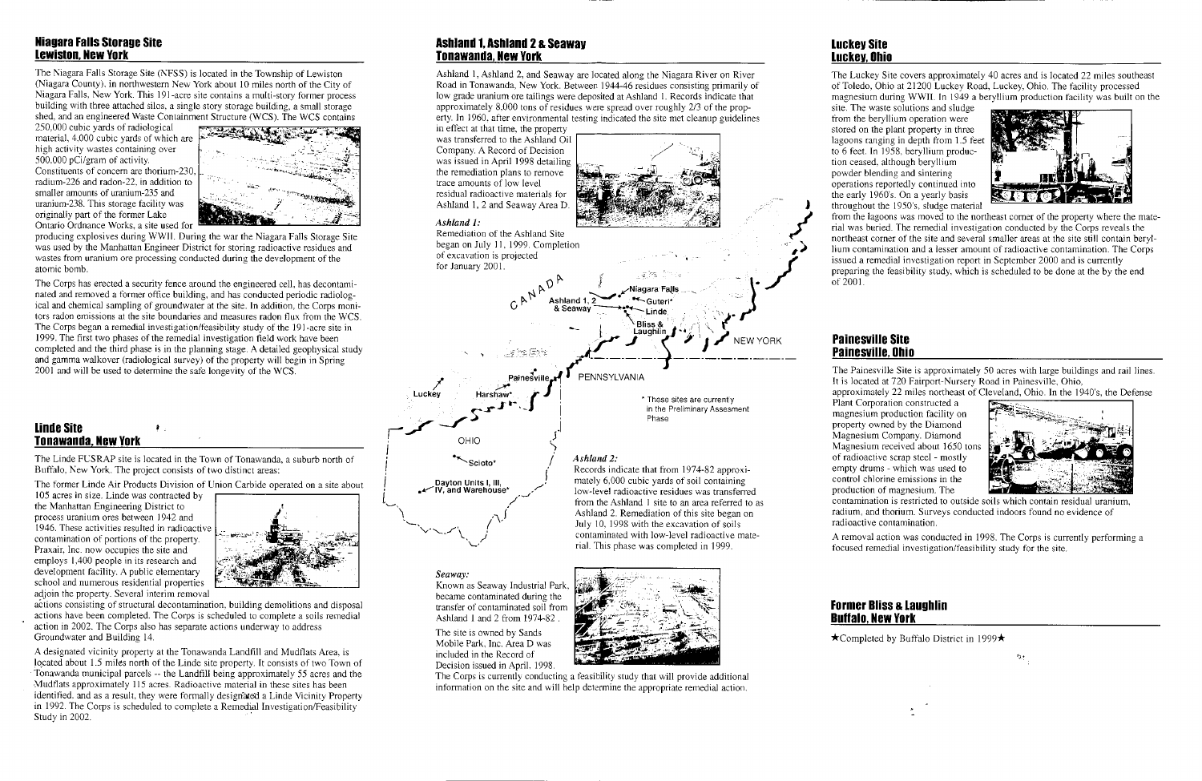## Niagara Falls Storage Site
## Lewiston, New York

The Niagara Falls Storage Site (NFSS) is located in the Township of Lewiston (Niagara County), in northwestern New York about 10 miles north of the City of Niagara Falls, New York. This 191-acre site contains a multi-story former process building with three attached silos, a single story storage building, a small storage shed, and an engineered Waste Containment Structure (WCS). The WCS contains 250,000 cubic yards of radiological material, 4,000 cubic yards of which are high activity wastes containing over 500,000 pCi/gram of activity. Constituents of concern are thorium-230, radium-226 and radon-22, in addition to smaller amounts of uranium-235 and uranium-238. This storage facility was originally part of the former Lake Ontario Ordnance Works, a site used for producing explosives during WWII. During the war the Niagara Falls Storage Site was used by the Manhattan Engineer District for storing radioactive residues and wastes from uranium ore processing conducted during the development of the atomic bomb.

The Corps has erected a security fence around the engineered cell, has decontaminated and removed a former office building, and has conducted periodic radiological and chemical sampling of groundwater at the site. In addition, the Corps monitors radon emissions at the site boundaries and measures radon flux from the WCS. The Corps began a remedial investigation/feasibility study of the 191-acre site in 1999. The first two phases of the remedial investigation field work have been completed and the third phase is in the planning stage. A detailed geophysical study and gamma walkover (radiological survey) of the property will begin in Spring 2001 and will be used to determine the safe longevity of the WCS.

## Linde Site
## Tonawanda, New York

The Linde FUSRAP site is located in the Town of Tonawanda, a suburb north of Buffalo, New York. The project consists of two distinct areas:

The former Linde Air Products Division of Union Carbide operated on a site about 105 acres in size. Linde was contracted by the Manhattan Engineering District to process uranium ores between 1942 and 1946. These activities resulted in radioactive contamination of portions of the property. Praxair, Inc. now occupies the site and employs 1,400 people in its research and development facility. A public elementary school and numerous residential properties adjoin the property. Several interim removal actions consisting of structural decontamination, building demolitions and disposal actions have been completed. The Corps is scheduled to complete a soils remedial action in 2002. The Corps also has separate actions underway to address Groundwater and Building 14.

A designated vicinity property at the Tonawanda Landfill and Mudflats Area, is located about 1.5 miles north of the Linde site property. It consists of two Town of Tonawanda municipal parcels -- the Landfill being approximately 55 acres and the Mudflats approximately 115 acres. Radioactive material in these sites has been identified, and as a result, they were formally designated a Linde Vicinity Property in 1992. The Corps is scheduled to complete a Remedial Investigation/Feasibility Study in 2002.

## Ashland 1, Ashland 2 & Seaway
## Tonawanda, New York

Ashland 1, Ashland 2, and Seaway are located along the Niagara River on River Road in Tonawanda, New York. Between 1944-46 residues consisting primarily of low grade uranium ore tailings were deposited at Ashland 1. Records indicate that approximately 8,000 tons of residues were spread over roughly 2/3 of the property. In 1960, after environmental testing indicated the site met cleanup guidelines in effect at that time, the property was transferred to the Ashland Oil Company. A Record of Decision was issued in April 1998 detailing the remediation plans to remove trace amounts of low level residual radioactive materials for Ashland 1, 2 and Seaway Area D.

*Ashland 1:*

Remediation of the Ashland Site began on July 11, 1999. Completion of excavation is projected for January 2001.

CANADA
Ashland 1, 2 & Seaway
Niagara Falls
Guterl*
Linde
Bliss & Laughlin
NEW YORK
PENNSYLVANIA
Painesville
Luckey
Harshaw*
OHIO
Scioto*
Dayton Units I, III, IV, and Warehouse*

\* These sites are currently in the Preliminary Assesment Phase

*Ashland 2:*

Records indicate that from 1974-82 approximately 6,000 cubic yards of soil containing low-level radioactive residues was transferred from the Ashland 1 site to an area referred to as Ashland 2. Remediation of this site began on July 10, 1998 with the excavation of soils contaminated with low-level radioactive material. This phase was completed in 1999.

*Seaway:*

Known as Seaway Industrial Park, became contaminated during the transfer of contaminated soil from Ashland 1 and 2 from 1974-82.

The site is owned by Sands Mobile Park, Inc. Area D was included in the Record of Decision issued in April, 1998. The Corps is currently conducting a feasibility study that will provide additional information on the site and will help determine the appropriate remedial action.

## Luckey Site
## Luckey, Ohio

The Luckey Site covers approximately 40 acres and is located 22 miles southeast of Toledo, Ohio at 21200 Luckey Road, Luckey, Ohio. The facility processed magnesium during WWII. In 1949 a beryllium production facility was built on the site. The waste solutions and sludge from the beryllium operation were stored on the plant property in three lagoons ranging in depth from 1.5 feet to 6 feet. In 1958, beryllium production ceased, although beryllium powder blending and sintering operations reportedly continued into the early 1960's. On a yearly basis throughout the 1950's, sludge material from the lagoons was moved to the northeast corner of the property where the material was buried. The remedial investigation conducted by the Corps reveals the northeast corner of the site and several smaller areas at the site still contain beryllium contamination and a lesser amount of radioactive contamination. The Corps issued a remedial investigation report in September 2000 and is currently preparing the feasibility study, which is scheduled to be done at the by the end of 2001.

## Painesville Site
## Painesville, Ohio

The Painesville Site is approximately 50 acres with large buildings and rail lines. It is located at 720 Fairport-Nursery Road in Painesville, Ohio, approximately 22 miles northeast of Cleveland, Ohio. In the 1940's, the Defense Plant Corporation constructed a magnesium production facility on property owned by the Diamond Magnesium Company. Diamond Magnesium received about 1650 tons of radioactive scrap steel - mostly empty drums - which was used to control chlorine emissions in the production of magnesium. The contamination is restricted to outside soils which contain residual uranium, radium, and thorium. Surveys conducted indoors found no evidence of radioactive contamination.

A removal action was conducted in 1998. The Corps is currently performing a focused remedial investigation/feasibility study for the site.

## Former Bliss & Laughlin
## Buffalo, New York

★Completed by Buffalo District in 1999★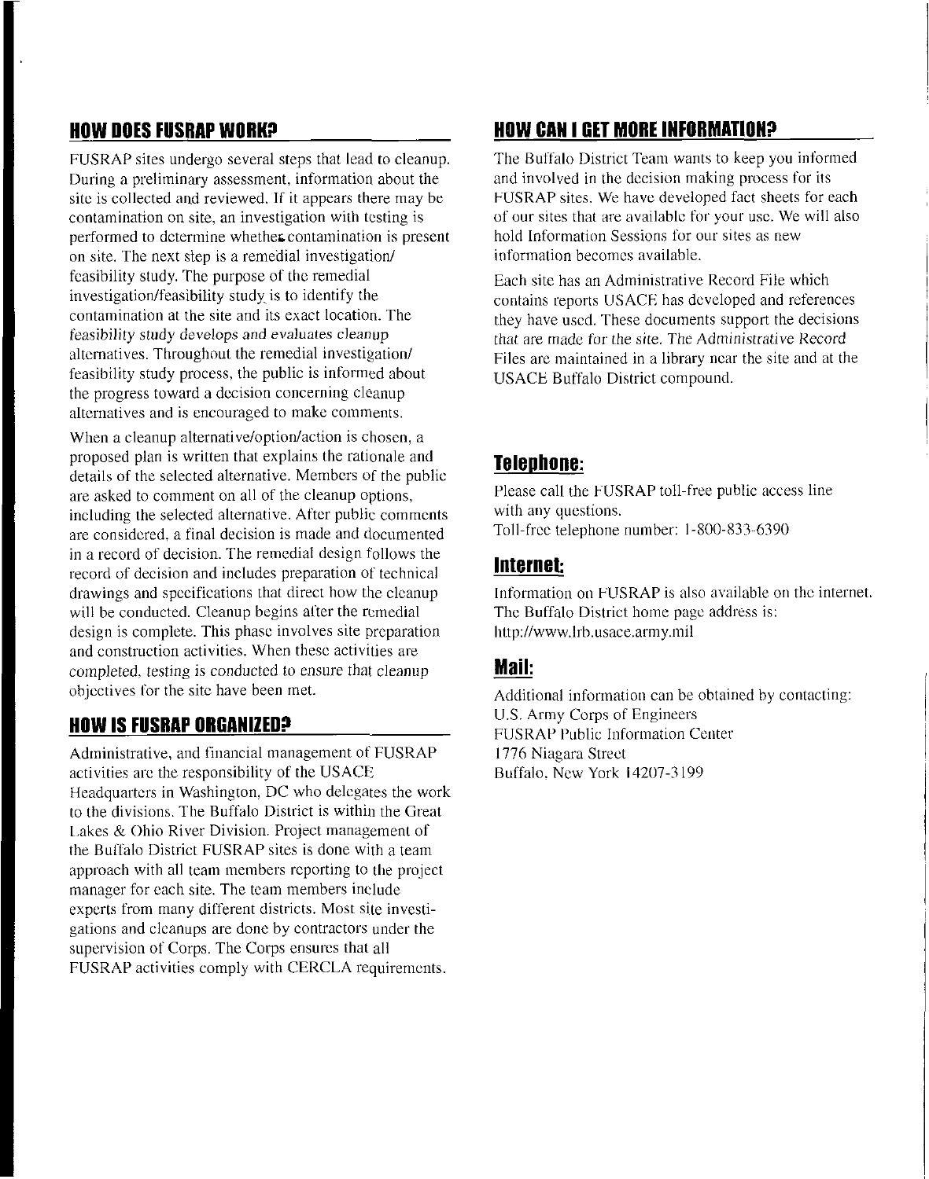## HOW DOES FUSRAP WORK?

FUSRAP sites undergo several steps that lead to cleanup. During a preliminary assessment, information about the site is collected and reviewed. If it appears there may be contamination on site, an investigation with testing is performed to determine whether contamination is present on site. The next step is a remedial investigation/ feasibility study. The purpose of the remedial investigation/feasibility study is to identify the contamination at the site and its exact location. The feasibility study develops and evaluates cleanup alternatives. Throughout the remedial investigation/ feasibility study process, the public is informed about the progress toward a decision concerning cleanup alternatives and is encouraged to make comments.

When a cleanup alternative/option/action is chosen, a proposed plan is written that explains the rationale and details of the selected alternative. Members of the public are asked to comment on all of the cleanup options, including the selected alternative. After public comments are considered, a final decision is made and documented in a record of decision. The remedial design follows the record of decision and includes preparation of technical drawings and specifications that direct how the cleanup will be conducted. Cleanup begins after the remedial design is complete. This phase involves site preparation and construction activities. When these activities are completed, testing is conducted to ensure that cleanup objectives for the site have been met.

## HOW IS FUSRAP ORGANIZED?

Administrative, and financial management of FUSRAP activities are the responsibility of the USACE Headquarters in Washington, DC who delegates the work to the divisions. The Buffalo District is within the Great Lakes & Ohio River Division. Project management of the Buffalo District FUSRAP sites is done with a team approach with all team members reporting to the project manager for each site. The team members include experts from many different districts. Most site investigations and cleanups are done by contractors under the supervision of Corps. The Corps ensures that all FUSRAP activities comply with CERCLA requirements.

## HOW CAN I GET MORE INFORMATION?

The Buffalo District Team wants to keep you informed and involved in the decision making process for its FUSRAP sites. We have developed fact sheets for each of our sites that are available for your use. We will also hold Information Sessions for our sites as new information becomes available.

Each site has an Administrative Record File which contains reports USACE has developed and references they have used. These documents support the decisions that are made for the site. The Administrative Record Files are maintained in a library near the site and at the USACE Buffalo District compound.

### Telephone:

Please call the FUSRAP toll-free public access line with any questions.
Toll-free telephone number: 1-800-833-6390

### Internet:

Information on FUSRAP is also available on the internet. The Buffalo District home page address is:
http://www.lrb.usace.army.mil

### Mail:

Additional information can be obtained by contacting:
U.S. Army Corps of Engineers
FUSRAP Public Information Center
1776 Niagara Street
Buffalo, New York 14207-3199